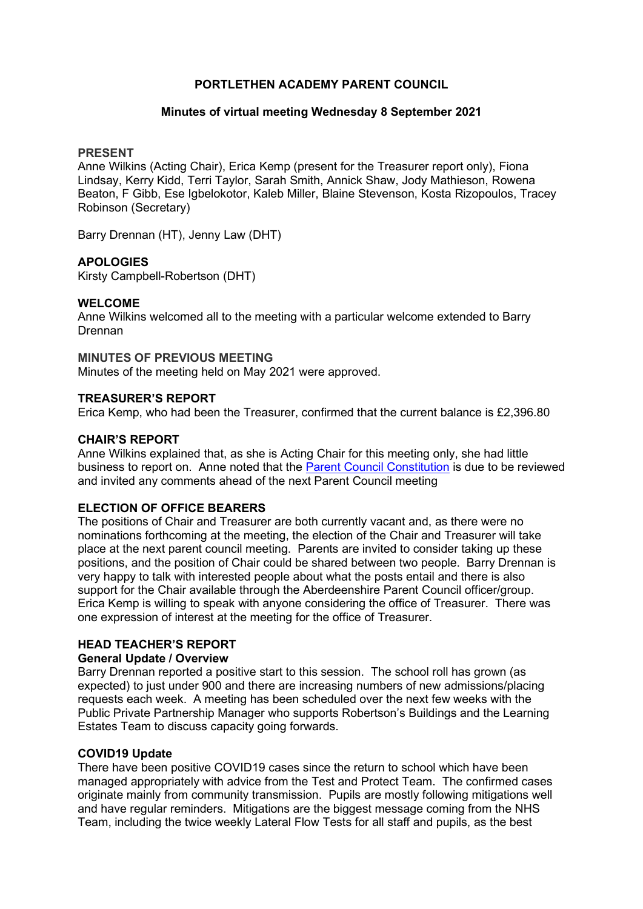# PORTLETHEN ACADEMY PARENT COUNCIL

## Minutes of virtual meeting Wednesday 8 September 2021

**PRESENT**

Anne Wilkins (Acting Chair), Erica Kemp (present for the Treasurer report only), Fiona Lindsay, Kerry Kidd, Terri Taylor, Sarah Smith, Annick Shaw, Jody Mathieson, Rowena Beaton, F Gibb, Ese Igbelokotor, Kaleb Miller, Blaine Stevenson, Kosta Rizopoulos, Tracey Robinson (Secretary)

Barry Drennan (HT), Jenny Law (DHT)

**APOLOGIES**

Kirsty Campbell-Robertson (DHT)

**WELCOME**

Anne Wilkins welcomed all to the meeting with a particular welcome extended to Barry Drennan

**MINUTES OF PREVIOUS MEETING**

Minutes of the meeting held on May 2021 were approved.

**TREASURER'S REPORT**

Erica Kemp, who had been the Treasurer, confirmed that the current balance is £2,396.80

**CHAIR'S REPORT**

Anne Wilkins explained that, as she is Acting Chair for this meeting only, she had little business to report on. Anne noted that the Parent Council Constitution is due to be reviewed and invited any comments ahead of the next Parent Council meeting

**ELECTION OF OFFICE BEARERS**

The positions of Chair and Treasurer are both currently vacant and, as there were no nominations forthcoming at the meeting, the election of the Chair and Treasurer will take place at the next parent council meeting. Parents are invited to consider taking up these positions, and the position of Chair could be shared between two people. Barry Drennan is very happy to talk with interested people about what the posts entail and there is also support for the Chair available through the Aberdeenshire Parent Council officer/group. Erica Kemp is willing to speak with anyone considering the office of Treasurer. There was one expression of interest at the meeting for the office of Treasurer.

**HEAD TEACHER'S REPORT**

**General Update / Overview**

Barry Drennan reported a positive start to this session. The school roll has grown (as expected) to just under 900 and there are increasing numbers of new admissions/placing requests each week. A meeting has been scheduled over the next few weeks with the Public Private Partnership Manager who supports Robertson's Buildings and the Learning Estates Team to discuss capacity going forwards.

**COVID19 Update**

There have been positive COVID19 cases since the return to school which have been managed appropriately with advice from the Test and Protect Team. The confirmed cases originate mainly from community transmission. Pupils are mostly following mitigations well and have regular reminders. Mitigations are the biggest message coming from the NHS Team, including the twice weekly Lateral Flow Tests for all staff and pupils, as the best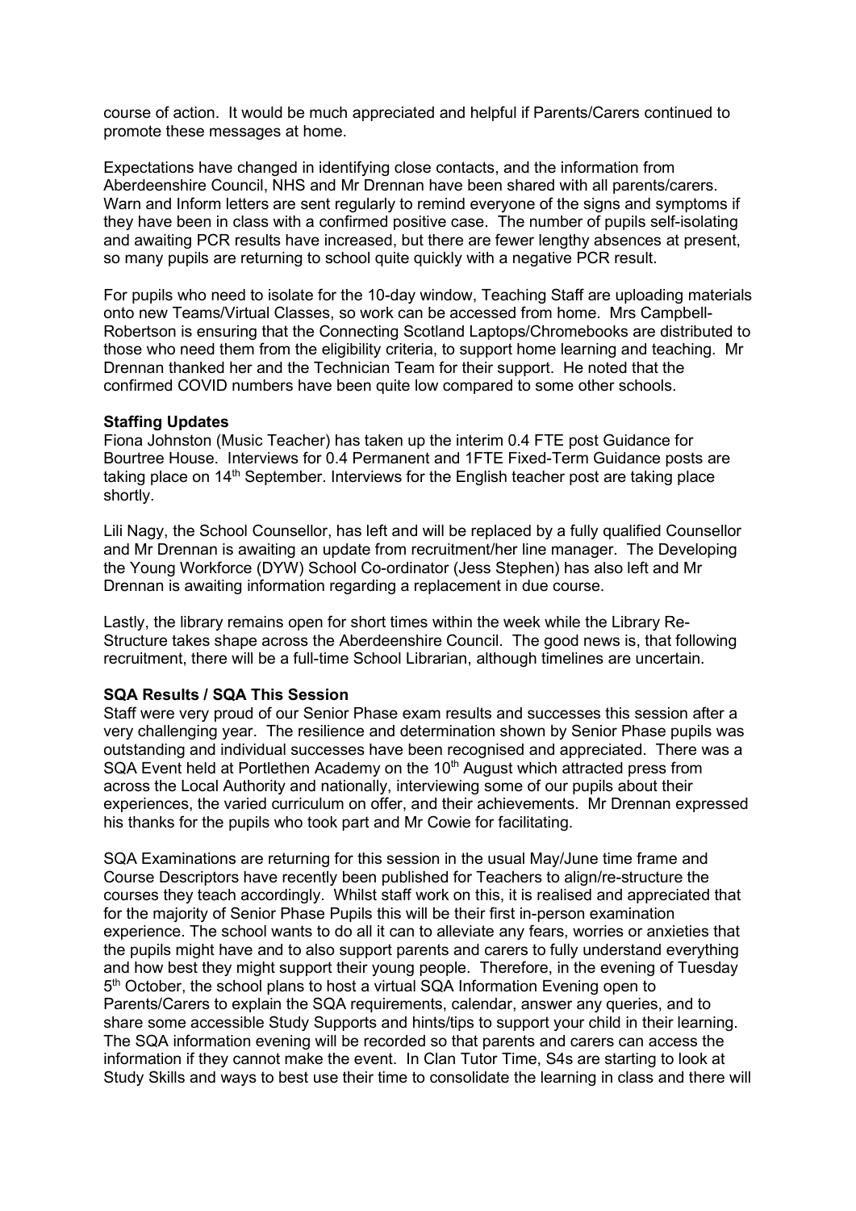course of action. It would be much appreciated and helpful if Parents/Carers continued to promote these messages at home.

Expectations have changed in identifying close contacts, and the information from Aberdeenshire Council, NHS and Mr Drennan have been shared with all parents/carers. Warn and Inform letters are sent regularly to remind everyone of the signs and symptoms if they have been in class with a confirmed positive case. The number of pupils self-isolating and awaiting PCR results have increased, but there are fewer lengthy absences at present, so many pupils are returning to school quite quickly with a negative PCR result.

For pupils who need to isolate for the 10-day window, Teaching Staff are uploading materials onto new Teams/Virtual Classes, so work can be accessed from home. Mrs Campbell-Robertson is ensuring that the Connecting Scotland Laptops/Chromebooks are distributed to those who need them from the eligibility criteria, to support home learning and teaching. Mr Drennan thanked her and the Technician Team for their support. He noted that the confirmed COVID numbers have been quite low compared to some other schools.

**Staffing Updates**

Fiona Johnston (Music Teacher) has taken up the interim 0.4 FTE post Guidance for Bourtree House. Interviews for 0.4 Permanent and 1FTE Fixed-Term Guidance posts are taking place on 14th September. Interviews for the English teacher post are taking place shortly.

Lili Nagy, the School Counsellor, has left and will be replaced by a fully qualified Counsellor and Mr Drennan is awaiting an update from recruitment/her line manager. The Developing the Young Workforce (DYW) School Co-ordinator (Jess Stephen) has also left and Mr Drennan is awaiting information regarding a replacement in due course.

Lastly, the library remains open for short times within the week while the Library Re-Structure takes shape across the Aberdeenshire Council. The good news is, that following recruitment, there will be a full-time School Librarian, although timelines are uncertain.

**SQA Results / SQA This Session**

Staff were very proud of our Senior Phase exam results and successes this session after a very challenging year. The resilience and determination shown by Senior Phase pupils was outstanding and individual successes have been recognised and appreciated. There was a SQA Event held at Portlethen Academy on the 10th August which attracted press from across the Local Authority and nationally, interviewing some of our pupils about their experiences, the varied curriculum on offer, and their achievements. Mr Drennan expressed his thanks for the pupils who took part and Mr Cowie for facilitating.

SQA Examinations are returning for this session in the usual May/June time frame and Course Descriptors have recently been published for Teachers to align/re-structure the courses they teach accordingly. Whilst staff work on this, it is realised and appreciated that for the majority of Senior Phase Pupils this will be their first in-person examination experience. The school wants to do all it can to alleviate any fears, worries or anxieties that the pupils might have and to also support parents and carers to fully understand everything and how best they might support their young people. Therefore, in the evening of Tuesday 5th October, the school plans to host a virtual SQA Information Evening open to Parents/Carers to explain the SQA requirements, calendar, answer any queries, and to share some accessible Study Supports and hints/tips to support your child in their learning. The SQA information evening will be recorded so that parents and carers can access the information if they cannot make the event. In Clan Tutor Time, S4s are starting to look at Study Skills and ways to best use their time to consolidate the learning in class and there will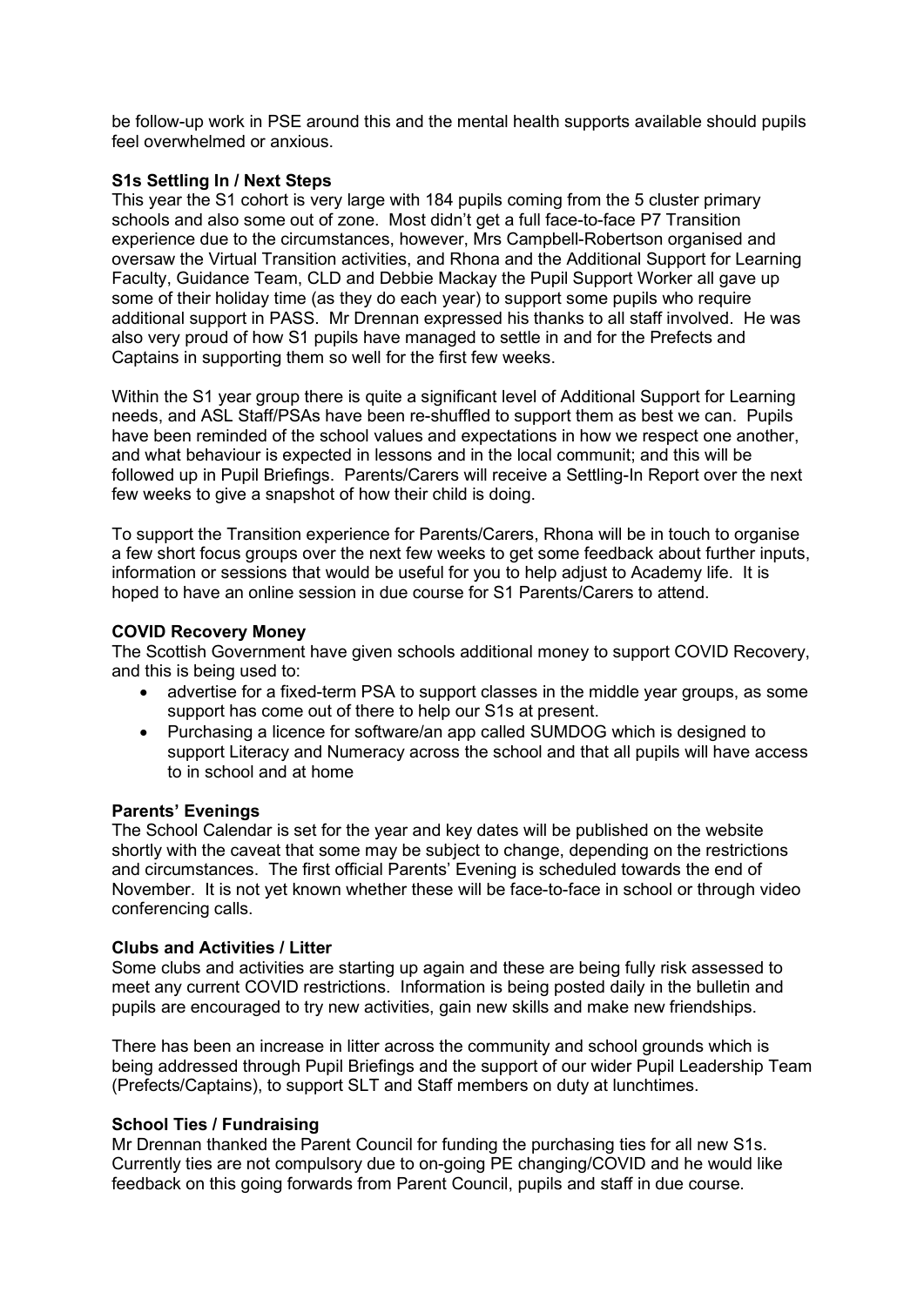be follow-up work in PSE around this and the mental health supports available should pupils feel overwhelmed or anxious.

**S1s Settling In / Next Steps**

This year the S1 cohort is very large with 184 pupils coming from the 5 cluster primary schools and also some out of zone. Most didn't get a full face-to-face P7 Transition experience due to the circumstances, however, Mrs Campbell-Robertson organised and oversaw the Virtual Transition activities, and Rhona and the Additional Support for Learning Faculty, Guidance Team, CLD and Debbie Mackay the Pupil Support Worker all gave up some of their holiday time (as they do each year) to support some pupils who require additional support in PASS. Mr Drennan expressed his thanks to all staff involved. He was also very proud of how S1 pupils have managed to settle in and for the Prefects and Captains in supporting them so well for the first few weeks.

Within the S1 year group there is quite a significant level of Additional Support for Learning needs, and ASL Staff/PSAs have been re-shuffled to support them as best we can. Pupils have been reminded of the school values and expectations in how we respect one another, and what behaviour is expected in lessons and in the local communit; and this will be followed up in Pupil Briefings. Parents/Carers will receive a Settling-In Report over the next few weeks to give a snapshot of how their child is doing.

To support the Transition experience for Parents/Carers, Rhona will be in touch to organise a few short focus groups over the next few weeks to get some feedback about further inputs, information or sessions that would be useful for you to help adjust to Academy life. It is hoped to have an online session in due course for S1 Parents/Carers to attend.

**COVID Recovery Money**

The Scottish Government have given schools additional money to support COVID Recovery, and this is being used to:

- advertise for a fixed-term PSA to support classes in the middle year groups, as some support has come out of there to help our S1s at present.
- Purchasing a licence for software/an app called SUMDOG which is designed to support Literacy and Numeracy across the school and that all pupils will have access to in school and at home

**Parents' Evenings**

The School Calendar is set for the year and key dates will be published on the website shortly with the caveat that some may be subject to change, depending on the restrictions and circumstances. The first official Parents' Evening is scheduled towards the end of November. It is not yet known whether these will be face-to-face in school or through video conferencing calls.

**Clubs and Activities / Litter**

Some clubs and activities are starting up again and these are being fully risk assessed to meet any current COVID restrictions. Information is being posted daily in the bulletin and pupils are encouraged to try new activities, gain new skills and make new friendships.

There has been an increase in litter across the community and school grounds which is being addressed through Pupil Briefings and the support of our wider Pupil Leadership Team (Prefects/Captains), to support SLT and Staff members on duty at lunchtimes.

**School Ties / Fundraising**

Mr Drennan thanked the Parent Council for funding the purchasing ties for all new S1s. Currently ties are not compulsory due to on-going PE changing/COVID and he would like feedback on this going forwards from Parent Council, pupils and staff in due course.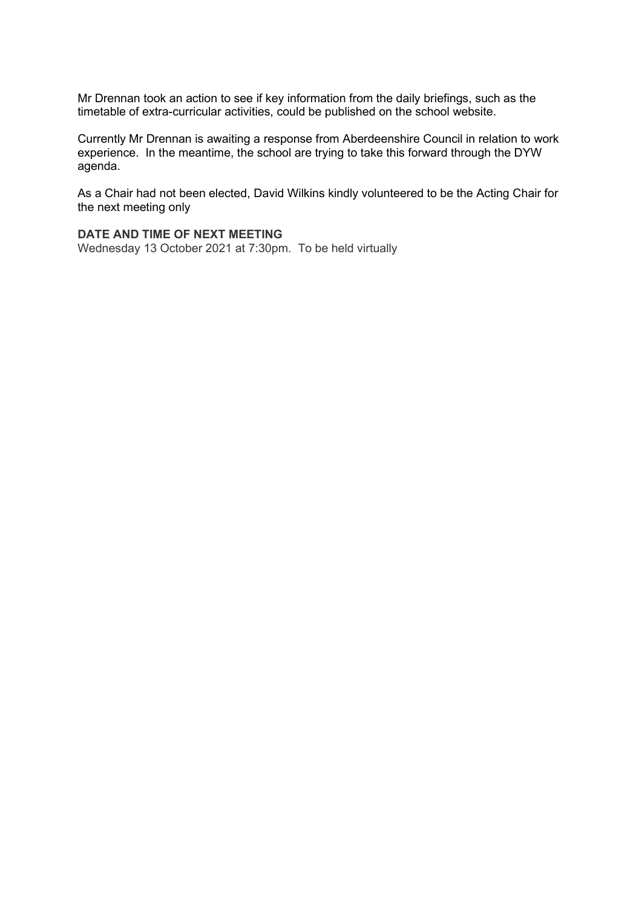Mr Drennan took an action to see if key information from the daily briefings, such as the timetable of extra-curricular activities, could be published on the school website.

Currently Mr Drennan is awaiting a response from Aberdeenshire Council in relation to work experience. In the meantime, the school are trying to take this forward through the DYW agenda.

As a Chair had not been elected, David Wilkins kindly volunteered to be the Acting Chair for the next meeting only

**DATE AND TIME OF NEXT MEETING**

Wednesday 13 October 2021 at 7:30pm. To be held virtually